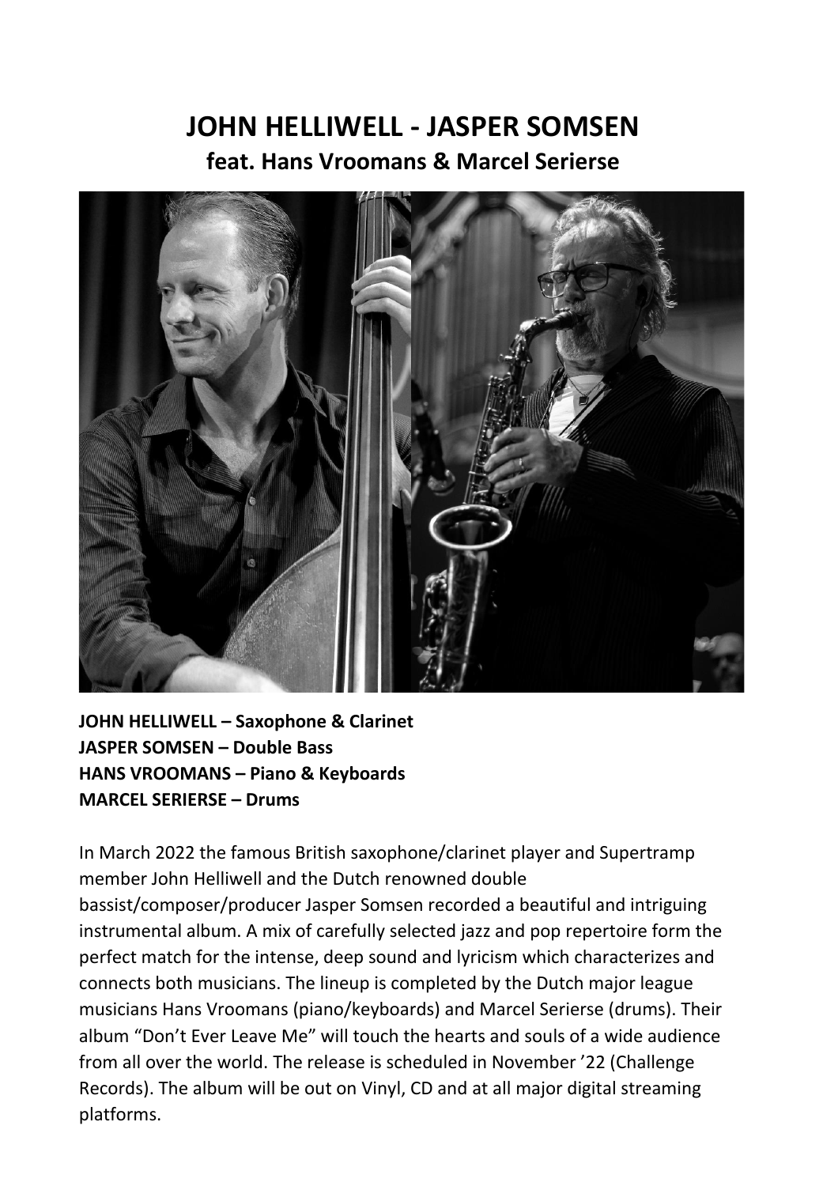# JOHN HELLIWELL - JASPER SOMSEN

## feat. Hans Vroomans & Marcel Serierse

**JOHN HELLIWELL – Saxophone & Clarinet**
**JASPER SOMSEN – Double Bass**
**HANS VROOMANS – Piano & Keyboards**
**MARCEL SERIERSE – Drums**

In March 2022 the famous British saxophone/clarinet player and Supertramp member John Helliwell and the Dutch renowned double bassist/composer/producer Jasper Somsen recorded a beautiful and intriguing instrumental album. A mix of carefully selected jazz and pop repertoire form the perfect match for the intense, deep sound and lyricism which characterizes and connects both musicians. The lineup is completed by the Dutch major league musicians Hans Vroomans (piano/keyboards) and Marcel Serierse (drums). Their album "Don't Ever Leave Me" will touch the hearts and souls of a wide audience from all over the world. The release is scheduled in November '22 (Challenge Records). The album will be out on Vinyl, CD and at all major digital streaming platforms.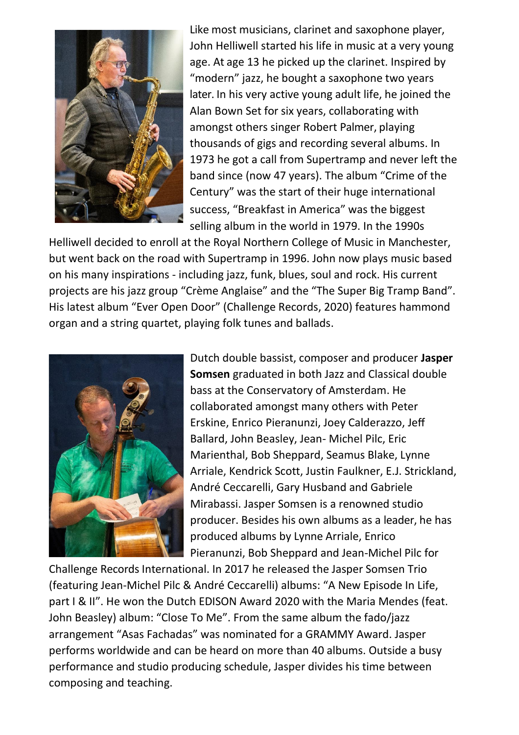Like most musicians, clarinet and saxophone player, John Helliwell started his life in music at a very young age. At age 13 he picked up the clarinet. Inspired by "modern" jazz, he bought a saxophone two years later. In his very active young adult life, he joined the Alan Bown Set for six years, collaborating with amongst others singer Robert Palmer, playing thousands of gigs and recording several albums. In 1973 he got a call from Supertramp and never left the band since (now 47 years). The album "Crime of the Century" was the start of their huge international success, "Breakfast in America" was the biggest selling album in the world in 1979. In the 1990s Helliwell decided to enroll at the Royal Northern College of Music in Manchester, but went back on the road with Supertramp in 1996. John now plays music based on his many inspirations - including jazz, funk, blues, soul and rock. His current projects are his jazz group "Crème Anglaise" and the "The Super Big Tramp Band". His latest album "Ever Open Door" (Challenge Records, 2020) features hammond organ and a string quartet, playing folk tunes and ballads.

Dutch double bassist, composer and producer **Jasper Somsen** graduated in both Jazz and Classical double bass at the Conservatory of Amsterdam. He collaborated amongst many others with Peter Erskine, Enrico Pieranunzi, Joey Calderazzo, Jeff Ballard, John Beasley, Jean- Michel Pilc, Eric Marienthal, Bob Sheppard, Seamus Blake, Lynne Arriale, Kendrick Scott, Justin Faulkner, E.J. Strickland, André Ceccarelli, Gary Husband and Gabriele Mirabassi. Jasper Somsen is a renowned studio producer. Besides his own albums as a leader, he has produced albums by Lynne Arriale, Enrico Pieranunzi, Bob Sheppard and Jean-Michel Pilc for Challenge Records International. In 2017 he released the Jasper Somsen Trio (featuring Jean-Michel Pilc & André Ceccarelli) albums: "A New Episode In Life, part I & II". He won the Dutch EDISON Award 2020 with the Maria Mendes (feat. John Beasley) album: "Close To Me". From the same album the fado/jazz arrangement "Asas Fachadas" was nominated for a GRAMMY Award. Jasper performs worldwide and can be heard on more than 40 albums. Outside a busy performance and studio producing schedule, Jasper divides his time between composing and teaching.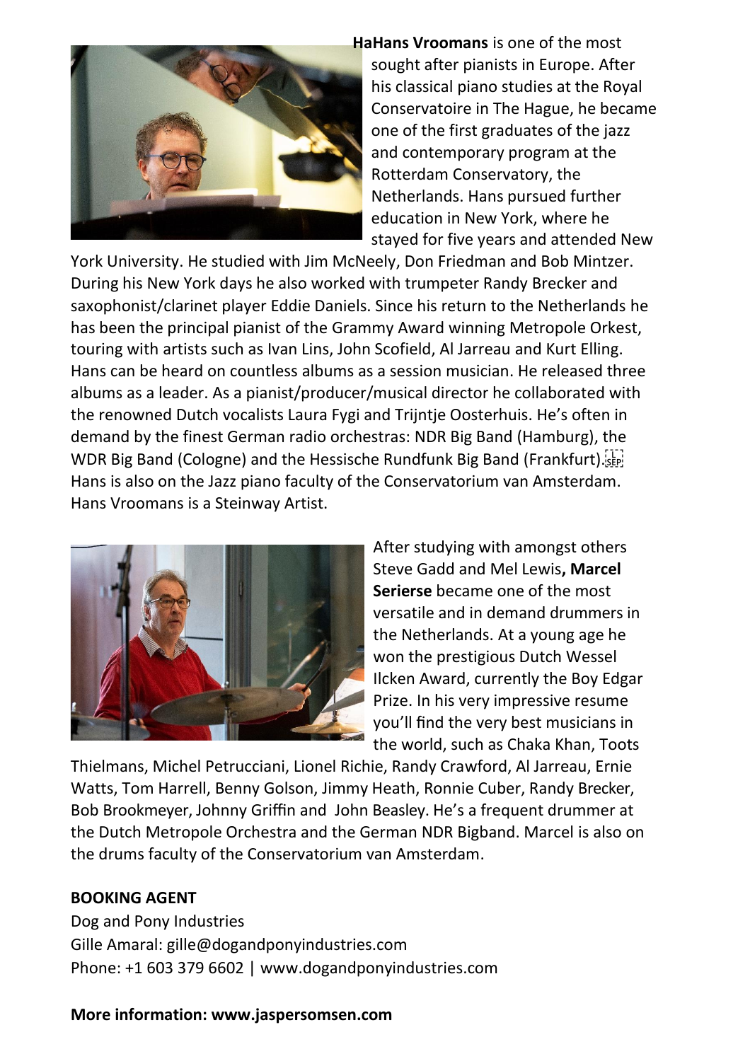**HaHans Vroomans** is one of the most sought after pianists in Europe. After his classical piano studies at the Royal Conservatoire in The Hague, he became one of the first graduates of the jazz and contemporary program at the Rotterdam Conservatory, the Netherlands. Hans pursued further education in New York, where he stayed for five years and attended New York University. He studied with Jim McNeely, Don Friedman and Bob Mintzer. During his New York days he also worked with trumpeter Randy Brecker and saxophonist/clarinet player Eddie Daniels. Since his return to the Netherlands he has been the principal pianist of the Grammy Award winning Metropole Orkest, touring with artists such as Ivan Lins, John Scofield, Al Jarreau and Kurt Elling. Hans can be heard on countless albums as a session musician. He released three albums as a leader. As a pianist/producer/musical director he collaborated with the renowned Dutch vocalists Laura Fygi and Trijntje Oosterhuis. He's often in demand by the finest German radio orchestras: NDR Big Band (Hamburg), the WDR Big Band (Cologne) and the Hessische Rundfunk Big Band (Frankfurt). Hans is also on the Jazz piano faculty of the Conservatorium van Amsterdam. Hans Vroomans is a Steinway Artist.

After studying with amongst others Steve Gadd and Mel Lewis**, Marcel Serierse** became one of the most versatile and in demand drummers in the Netherlands. At a young age he won the prestigious Dutch Wessel Ilcken Award, currently the Boy Edgar Prize. In his very impressive resume you'll find the very best musicians in the world, such as Chaka Khan, Toots Thielmans, Michel Petrucciani, Lionel Richie, Randy Crawford, Al Jarreau, Ernie Watts, Tom Harrell, Benny Golson, Jimmy Heath, Ronnie Cuber, Randy Brecker, Bob Brookmeyer, Johnny Griffin and John Beasley. He's a frequent drummer at the Dutch Metropole Orchestra and the German NDR Bigband. Marcel is also on the drums faculty of the Conservatorium van Amsterdam.

**BOOKING AGENT**

Dog and Pony Industries  
Gille Amaral: gille@dogandponyindustries.com  
Phone: +1 603 379 6602 | www.dogandponyindustries.com

**More information: www.jaspersomsen.com**